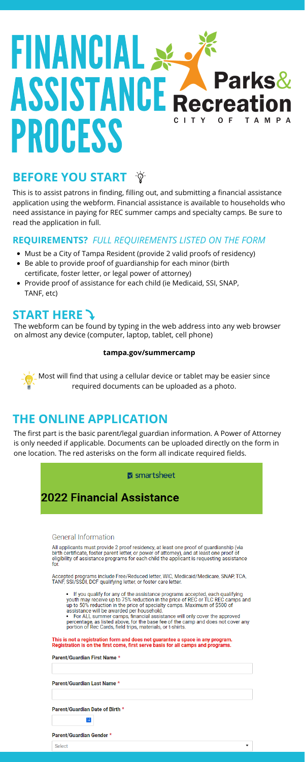# FINANCIAL ASSISTANCE PROCESS

Parks& Recreation
CITY OF TAMPA

## BEFORE YOU START

This is to assist patrons in finding, filling out, and submitting a financial assistance application using the webform. Financial assistance is available to households who need assistance in paying for REC summer camps and specialty camps. Be sure to read the application in full.

### REQUIREMENTS? *FULL REQUIREMENTS LISTED ON THE FORM*

- Must be a City of Tampa Resident (provide 2 valid proofs of residency)
- Be able to provide proof of guardianship for each minor (birth certificate, foster letter, or legal power of attorney)
- Provide proof of assistance for each child (ie Medicaid, SSI, SNAP, TANF, etc)

## START HERE

The webform can be found by typing in the web address into any web browser on almost any device (computer, laptop, tablet, cell phone)

**tampa.gov/summercamp**

Most will find that using a cellular device or tablet may be easier since required documents can be uploaded as a photo.

## THE ONLINE APPLICATION

The first part is the basic parent/legal guardian information. A Power of Attorney is only needed if applicable. Documents can be uploaded directly on the form in one location. The red asterisks on the form all indicate required fields.

smartsheet

**2022 Financial Assistance**

General Information

All applicants must provide 2 proof residency, at least one proof of guardianship (via birth certificate, foster parent letter, or power of attorney), and at least one proof of eligibility of assistance programs for each child the applicant is requesting assistance for.

Accepted programs include Free/Reduced letter, WIC, Medicaid/Medicare, SNAP, TCA, TANF, SSI/SSDI, DCF qualifying letter, or foster care letter.

- If you qualify for any of the assistance programs accepted, each qualifying youth may receive up to 75% reduction in the price of REC or TLC REC camps and up to 50% reduction in the price of specialty camps. Maximum of $500 of assistance will be awarded per household.
- For ALL summer camps, financial assistance will only cover the approved percentage, as listed above, for the base fee of the camp and does not cover any portion of Rec Cards, field trips, materials, or t-shirts.

**This is not a registration form and does not guarantee a space in any program. Registration is on the first come, first serve basis for all camps and programs.**

**Parent/Guardian First Name** *

**Parent/Guardian Last Name** *

**Parent/Guardian Date of Birth** *

**Parent/Guardian Gender** *

Select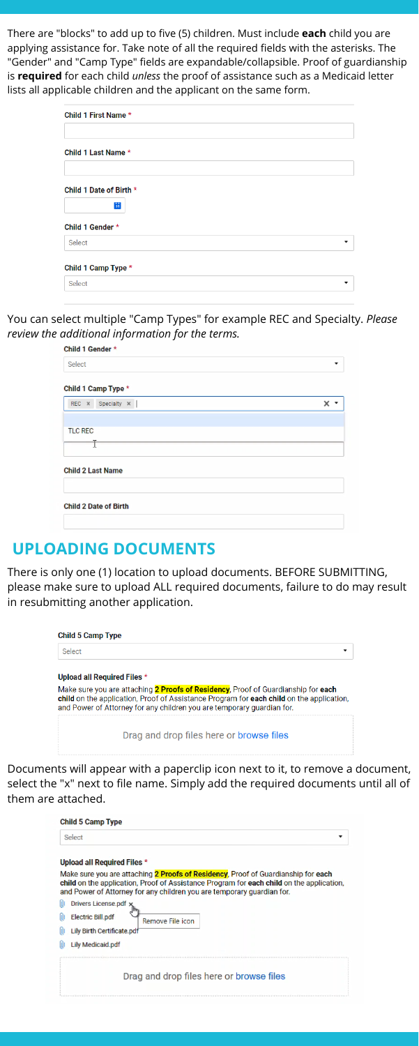There are "blocks" to add up to five (5) children. Must include **each** child you are applying assistance for. Take note of all the required fields with the asterisks. The "Gender" and "Camp Type" fields are expandable/collapsible. Proof of guardianship is **required** for each child *unless* the proof of assistance such as a Medicaid letter lists all applicable children and the applicant on the same form.

**Child 1 First Name** *

**Child 1 Last Name** *

**Child 1 Date of Birth** *

**Child 1 Gender** *

Select

**Child 1 Camp Type** *

Select

You can select multiple "Camp Types" for example REC and Specialty. *Please review the additional information for the terms.*

**Child 1 Gender** *

Select

**Child 1 Camp Type** *

REC × Specialty ×

TLC REC

**Child 2 Last Name**

**Child 2 Date of Birth**

## UPLOADING DOCUMENTS

There is only one (1) location to upload documents. BEFORE SUBMITTING, please make sure to upload ALL required documents, failure to do may result in resubmitting another application.

**Child 5 Camp Type**

Select

**Upload all Required Files** *

Make sure you are attaching **2 Proofs of Residency**, Proof of Guardianship for **each child** on the application, Proof of Assistance Program for **each child** on the application, and Power of Attorney for any children you are temporary guardian for.

Drag and drop files here or browse files

Documents will appear with a paperclip icon next to it, to remove a document, select the "x" next to file name. Simply add the required documents until all of them are attached.

**Child 5 Camp Type**

Select

**Upload all Required Files** *

Make sure you are attaching **2 Proofs of Residency**, Proof of Guardianship for **each child** on the application, Proof of Assistance Program for **each child** on the application, and Power of Attorney for any children you are temporary guardian for.

- Drivers License.pdf ×
- Electric Bill.pdf — Remove File icon
- Lily Birth Certificate.pdf
- Lily Medicaid.pdf

Drag and drop files here or browse files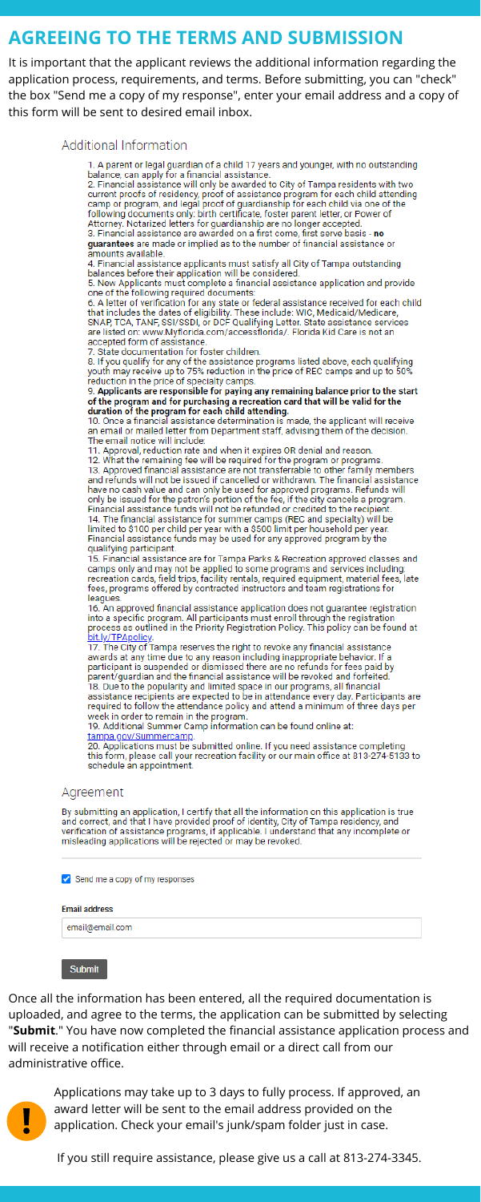## AGREEING TO THE TERMS AND SUBMISSION

It is important that the applicant reviews the additional information regarding the application process, requirements, and terms. Before submitting, you can "check" the box "Send me a copy of my response", enter your email address and a copy of this form will be sent to desired email inbox.

### Additional Information

1. A parent or legal guardian of a child 17 years and younger, with no outstanding balance, can apply for a financial assistance.
2. Financial assistance will only be awarded to City of Tampa residents with two current proofs of residency, proof of assistance program for each child attending camp or program, and legal proof of guardianship for each child via one of the following documents only: birth certificate, foster parent letter, or Power of Attorney. Notarized letters for guardianship are no longer accepted.
3. Financial assistance are awarded on a first come, first serve basis - **no guarantees** are made or implied as to the number of financial assistance or amounts available.
4. Financial assistance applicants must satisfy all City of Tampa outstanding balances before their application will be considered.
5. New Applicants must complete a financial assistance application and provide one of the following required documents:
6. A letter of verification for any state or federal assistance received for each child that includes the dates of eligibility. These include: WIC, Medicaid/Medicare, SNAP, TCA, TANF, SSI/SSDI, or DCF Qualifying Letter. State assistance services are listed on: www.Myflorida.com/accessflorida/. Florida Kid Care is not an accepted form of assistance.
7. State documentation for foster children.
8. If you qualify for any of the assistance programs listed above, each qualifying youth may receive up to 75% reduction in the price of REC camps and up to 50% reduction in the price of specialty camps.
9. **Applicants are responsible for paying any remaining balance prior to the start of the program and for purchasing a recreation card that will be valid for the duration of the program for each child attending.**
10. Once a financial assistance determination is made, the applicant will receive an email or mailed letter from Department staff, advising them of the decision. The email notice will include:
11. Approval, reduction rate and when it expires OR denial and reason.
12. What the remaining fee will be required for the program or programs.
13. Approved financial assistance are not transferrable to other family members and refunds will not be issued if cancelled or withdrawn. The financial assistance have no cash value and can only be used for approved programs. Refunds will only be issued for the patron's portion of the fee, if the city cancels a program. Financial assistance funds will not be refunded or credited to the recipient.
14. The financial assistance for summer camps (REC and specialty) will be limited to $100 per child per year with a $500 limit per household per year. Financial assistance funds may be used for any approved program by the qualifying participant.
15. Financial assistance are for Tampa Parks & Recreation approved classes and camps only and may not be applied to some programs and services including: recreation cards, field trips, facility rentals, required equipment, material fees, late fees, programs offered by contracted instructors and team registrations for leagues.
16. An approved financial assistance application does not guarantee registration into a specific program. All participants must enroll through the registration process as outlined in the Priority Registration Policy. This policy can be found at bit.ly/TPApolicy.
17. The City of Tampa reserves the right to revoke any financial assistance awards at any time due to any reason including inappropriate behavior. If a participant is suspended or dismissed there are no refunds for fees paid by parent/guardian and the financial assistance will be revoked and forfeited.
18. Due to the popularity and limited space in our programs, all financial assistance recipients are expected to be in attendance every day. Participants are required to follow the attendance policy and attend a minimum of three days per week in order to remain in the program.
19. Additional Summer Camp information can be found online at: tampa.gov/Summercamp.
20. Applications must be submitted online. If you need assistance completing this form, please call your recreation facility or our main office at 813-274-5133 to schedule an appointment.

### Agreement

By submitting an application, I certify that all the information on this application is true and correct, and that I have provided proof of identity, City of Tampa residency, and verification of assistance programs, if applicable. I understand that any incomplete or misleading applications will be rejected or may be revoked.

☑ Send me a copy of my responses

**Email address**

email@email.com

Submit

Once all the information has been entered, all the required documentation is uploaded, and agree to the terms, the application can be submitted by selecting "**Submit**." You have now completed the financial assistance application process and will receive a notification either through email or a direct call from our administrative office.

Applications may take up to 3 days to fully process. If approved, an award letter will be sent to the email address provided on the application. Check your email's junk/spam folder just in case.

If you still require assistance, please give us a call at 813-274-3345.